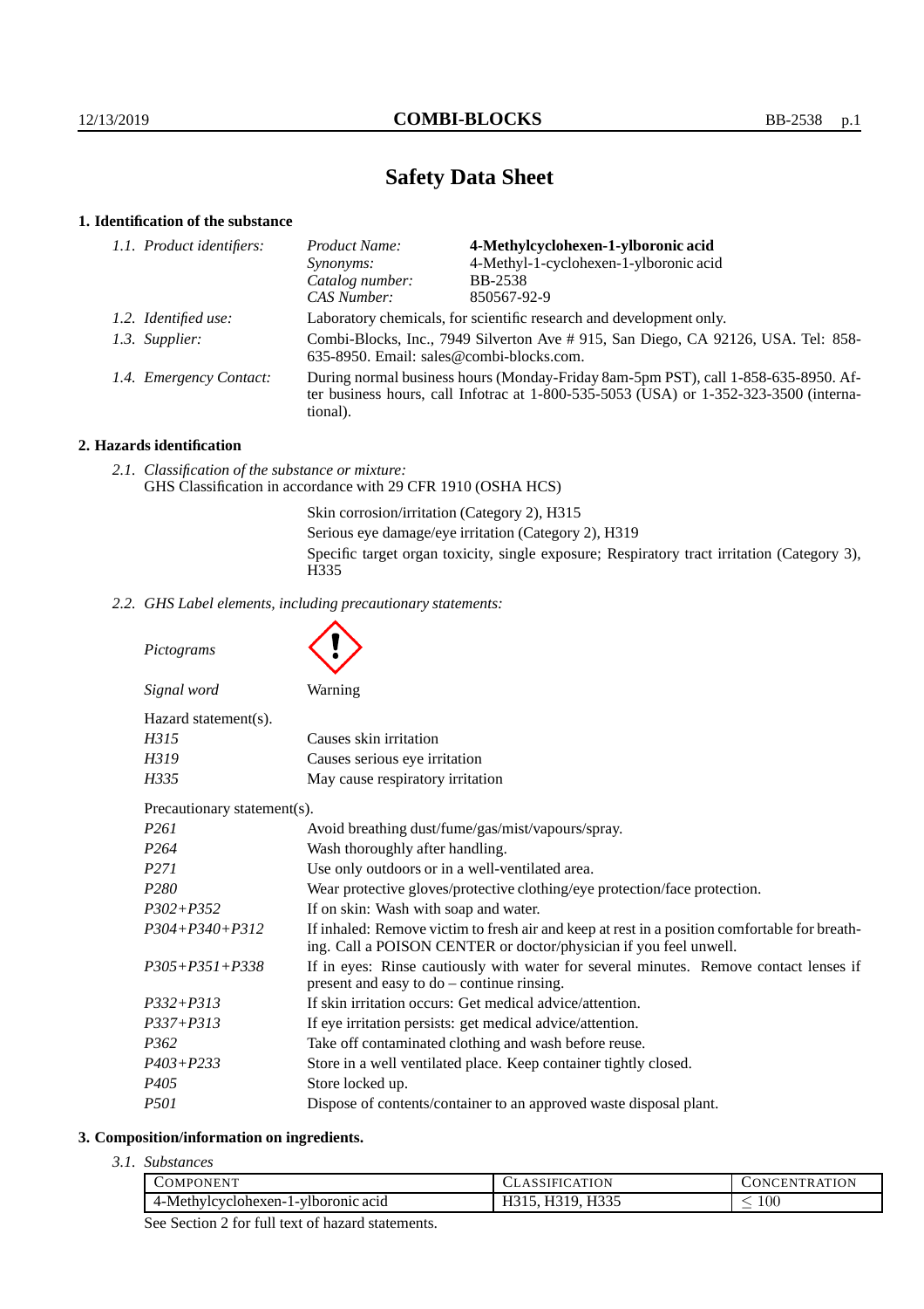# Safety Data Sheet

## 1. Identification of the substance

*1.1. Product identifiers:*

| | |
|---|---|
| *Product Name:* | **4-Methylcyclohexen-1-ylboronic acid** |
| *Synonyms:* | 4-Methyl-1-cyclohexen-1-ylboronic acid |
| *Catalog number:* | BB-2538 |
| *CAS Number:* | 850567-92-9 |

*1.2. Identified use:* Laboratory chemicals, for scientific research and development only.

*1.3. Supplier:* Combi-Blocks, Inc., 7949 Silverton Ave # 915, San Diego, CA 92126, USA. Tel: 858-635-8950. Email: sales@combi-blocks.com.

*1.4. Emergency Contact:* During normal business hours (Monday-Friday 8am-5pm PST), call 1-858-635-8950. After business hours, call Infotrac at 1-800-535-5053 (USA) or 1-352-323-3500 (international).

## 2. Hazards identification

*2.1. Classification of the substance or mixture:*
GHS Classification in accordance with 29 CFR 1910 (OSHA HCS)

Skin corrosion/irritation (Category 2), H315
Serious eye damage/eye irritation (Category 2), H319
Specific target organ toxicity, single exposure; Respiratory tract irritation (Category 3), H335

*2.2. GHS Label elements, including precautionary statements:*

*Pictograms*

*Signal word* Warning

Hazard statement(s).

| | |
|---|---|
| *H315* | Causes skin irritation |
| *H319* | Causes serious eye irritation |
| *H335* | May cause respiratory irritation |

Precautionary statement(s).

| | |
|---|---|
| *P261* | Avoid breathing dust/fume/gas/mist/vapours/spray. |
| *P264* | Wash thoroughly after handling. |
| *P271* | Use only outdoors or in a well-ventilated area. |
| *P280* | Wear protective gloves/protective clothing/eye protection/face protection. |
| *P302+P352* | If on skin: Wash with soap and water. |
| *P304+P340+P312* | If inhaled: Remove victim to fresh air and keep at rest in a position comfortable for breathing. Call a POISON CENTER or doctor/physician if you feel unwell. |
| *P305+P351+P338* | If in eyes: Rinse cautiously with water for several minutes. Remove contact lenses if present and easy to do – continue rinsing. |
| *P332+P313* | If skin irritation occurs: Get medical advice/attention. |
| *P337+P313* | If eye irritation persists: get medical advice/attention. |
| *P362* | Take off contaminated clothing and wash before reuse. |
| *P403+P233* | Store in a well ventilated place. Keep container tightly closed. |
| *P405* | Store locked up. |
| *P501* | Dispose of contents/container to an approved waste disposal plant. |

## 3. Composition/information on ingredients.

*3.1. Substances*

| COMPONENT | CLASSIFICATION | CONCENTRATION |
|---|---|---|
| 4-Methylcyclohexen-1-ylboronic acid | H315, H319, H335 | $\leq 100$ |

See Section 2 for full text of hazard statements.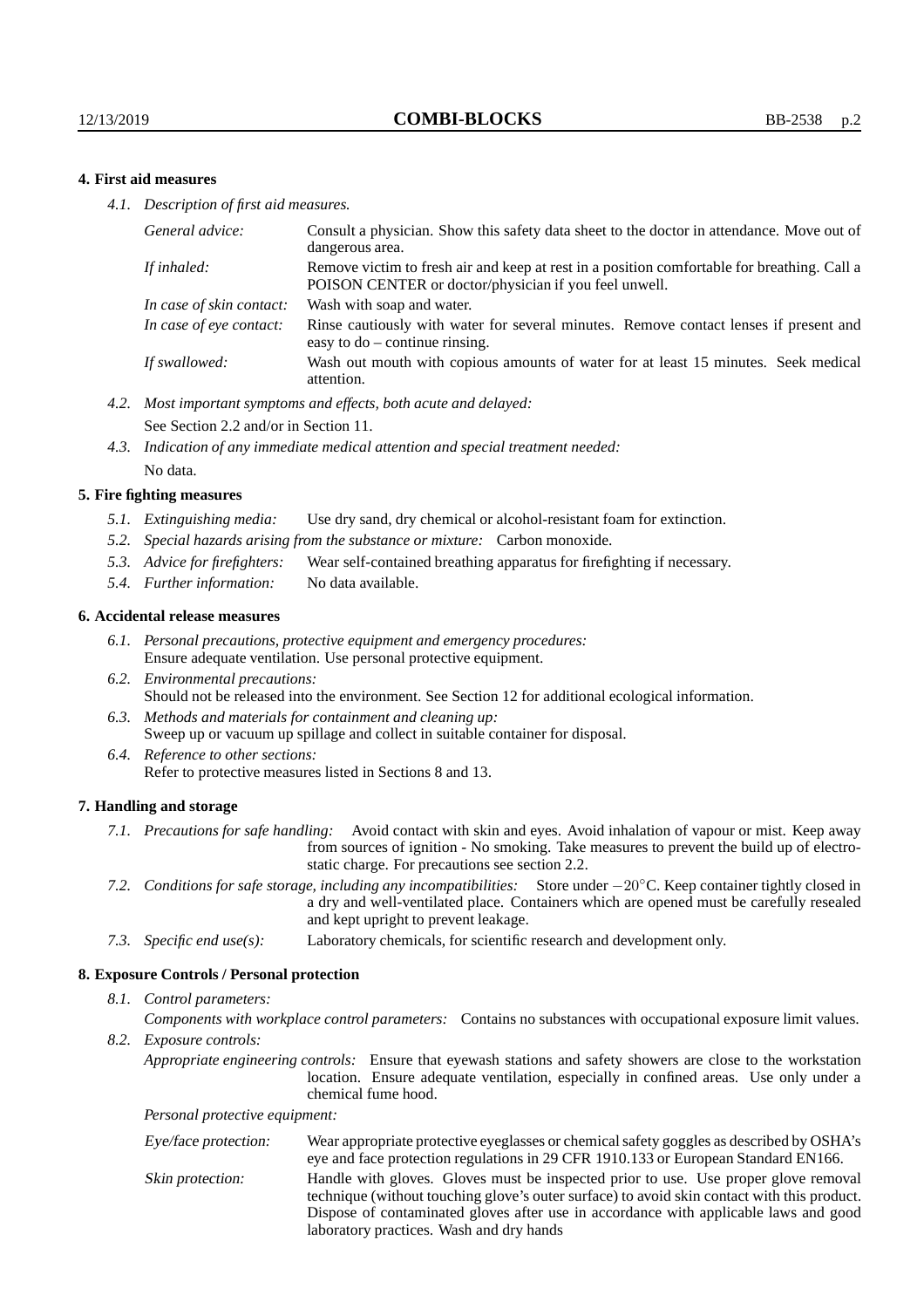## 4. First aid measures

*4.1. Description of first aid measures.*

| | |
|---|---|
| *General advice:* | Consult a physician. Show this safety data sheet to the doctor in attendance. Move out of dangerous area. |
| *If inhaled:* | Remove victim to fresh air and keep at rest in a position comfortable for breathing. Call a POISON CENTER or doctor/physician if you feel unwell. |
| *In case of skin contact:* | Wash with soap and water. |
| *In case of eye contact:* | Rinse cautiously with water for several minutes. Remove contact lenses if present and easy to do – continue rinsing. |
| *If swallowed:* | Wash out mouth with copious amounts of water for at least 15 minutes. Seek medical attention. |

*4.2. Most important symptoms and effects, both acute and delayed:*
See Section 2.2 and/or in Section 11.

*4.3. Indication of any immediate medical attention and special treatment needed:*
No data.

## 5. Fire fighting measures

*5.1. Extinguishing media:* Use dry sand, dry chemical or alcohol-resistant foam for extinction.

*5.2. Special hazards arising from the substance or mixture:* Carbon monoxide.

*5.3. Advice for firefighters:* Wear self-contained breathing apparatus for firefighting if necessary.

*5.4. Further information:* No data available.

## 6. Accidental release measures

*6.1. Personal precautions, protective equipment and emergency procedures:*
Ensure adequate ventilation. Use personal protective equipment.

*6.2. Environmental precautions:*
Should not be released into the environment. See Section 12 for additional ecological information.

*6.3. Methods and materials for containment and cleaning up:*
Sweep up or vacuum up spillage and collect in suitable container for disposal.

*6.4. Reference to other sections:*
Refer to protective measures listed in Sections 8 and 13.

## 7. Handling and storage

*7.1. Precautions for safe handling:* Avoid contact with skin and eyes. Avoid inhalation of vapour or mist. Keep away from sources of ignition - No smoking. Take measures to prevent the build up of electrostatic charge. For precautions see section 2.2.

*7.2. Conditions for safe storage, including any incompatibilities:* Store under $-20^{\circ}$C. Keep container tightly closed in a dry and well-ventilated place. Containers which are opened must be carefully resealed and kept upright to prevent leakage.

*7.3. Specific end use(s):* Laboratory chemicals, for scientific research and development only.

## 8. Exposure Controls / Personal protection

*8.1. Control parameters:*

*Components with workplace control parameters:* Contains no substances with occupational exposure limit values.

*8.2. Exposure controls:*

*Appropriate engineering controls:* Ensure that eyewash stations and safety showers are close to the workstation location. Ensure adequate ventilation, especially in confined areas. Use only under a chemical fume hood.

*Personal protective equipment:*

| | |
|---|---|
| *Eye/face protection:* | Wear appropriate protective eyeglasses or chemical safety goggles as described by OSHA's eye and face protection regulations in 29 CFR 1910.133 or European Standard EN166. |
| *Skin protection:* | Handle with gloves. Gloves must be inspected prior to use. Use proper glove removal technique (without touching glove's outer surface) to avoid skin contact with this product. Dispose of contaminated gloves after use in accordance with applicable laws and good laboratory practices. Wash and dry hands |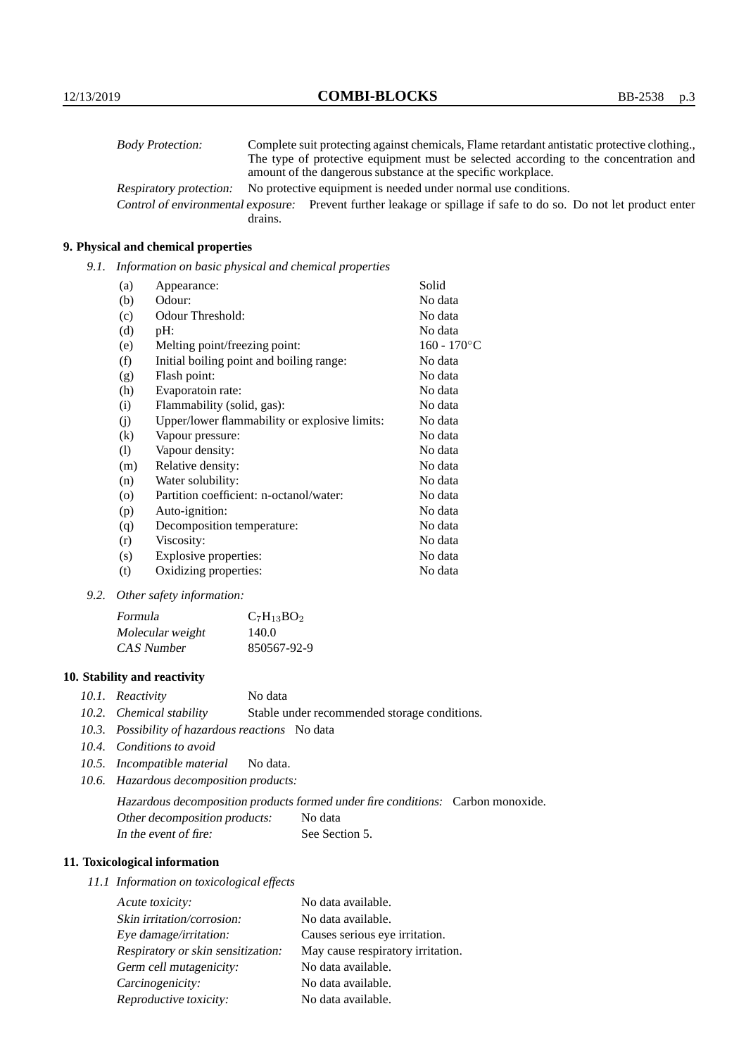| | |
|---|---|
| *Body Protection:* | Complete suit protecting against chemicals, Flame retardant antistatic protective clothing., The type of protective equipment must be selected according to the concentration and amount of the dangerous substance at the specific workplace. |
| *Respiratory protection:* | No protective equipment is needed under normal use conditions. |
| *Control of environmental exposure:* | Prevent further leakage or spillage if safe to do so. Do not let product enter drains. |

## 9. Physical and chemical properties

*9.1. Information on basic physical and chemical properties*

| | | |
|---|---|---|
| (a) | Appearance: | Solid |
| (b) | Odour: | No data |
| (c) | Odour Threshold: | No data |
| (d) | pH: | No data |
| (e) | Melting point/freezing point: | 160 - 170°C |
| (f) | Initial boiling point and boiling range: | No data |
| (g) | Flash point: | No data |
| (h) | Evaporatoin rate: | No data |
| (i) | Flammability (solid, gas): | No data |
| (j) | Upper/lower flammability or explosive limits: | No data |
| (k) | Vapour pressure: | No data |
| (l) | Vapour density: | No data |
| (m) | Relative density: | No data |
| (n) | Water solubility: | No data |
| (o) | Partition coefficient: n-octanol/water: | No data |
| (p) | Auto-ignition: | No data |
| (q) | Decomposition temperature: | No data |
| (r) | Viscosity: | No data |
| (s) | Explosive properties: | No data |
| (t) | Oxidizing properties: | No data |

*9.2. Other safety information:*

| | |
|---|---|
| *Formula* | $C_7H_{13}BO_2$ |
| *Molecular weight* | 140.0 |
| *CAS Number* | 850567-92-9 |

## 10. Stability and reactivity

*10.1. Reactivity* No data

*10.2. Chemical stability* Stable under recommended storage conditions.

*10.3. Possibility of hazardous reactions* No data

*10.4. Conditions to avoid*

*10.5. Incompatible material* No data.

*10.6. Hazardous decomposition products:*

*Hazardous decomposition products formed under fire conditions:* Carbon monoxide.

*Other decomposition products:* No data

*In the event of fire:* See Section 5.

## 11. Toxicological information

*11.1 Information on toxicological effects*

| | |
|---|---|
| *Acute toxicity:* | No data available. |
| *Skin irritation/corrosion:* | No data available. |
| *Eye damage/irritation:* | Causes serious eye irritation. |
| *Respiratory or skin sensitization:* | May cause respiratory irritation. |
| *Germ cell mutagenicity:* | No data available. |
| *Carcinogenicity:* | No data available. |
| *Reproductive toxicity:* | No data available. |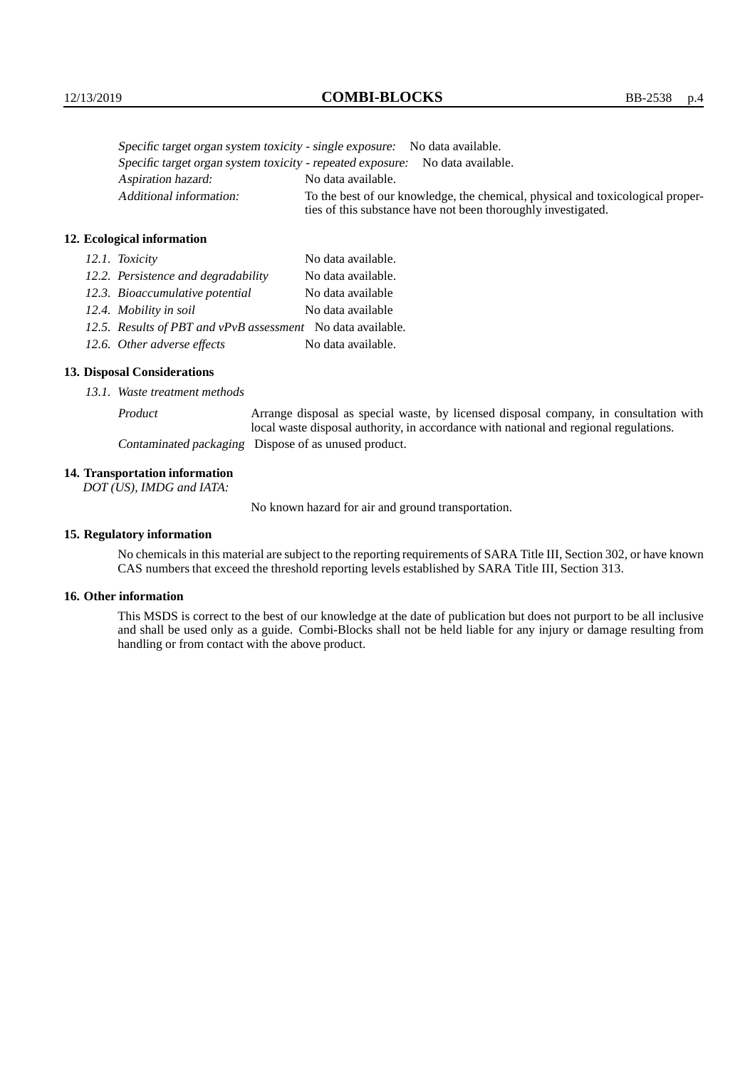*Specific target organ system toxicity - single exposure:* No data available.

*Specific target organ system toxicity - repeated exposure:* No data available.

*Aspiration hazard:* No data available.

*Additional information:* To the best of our knowledge, the chemical, physical and toxicological properties of this substance have not been thoroughly investigated.

## 12. Ecological information

*12.1. Toxicity* No data available.

*12.2. Persistence and degradability* No data available.

*12.3. Bioaccumulative potential* No data available

*12.4. Mobility in soil* No data available

*12.5. Results of PBT and vPvB assessment* No data available.

*12.6. Other adverse effects* No data available.

## 13. Disposal Considerations

*13.1. Waste treatment methods*

*Product* Arrange disposal as special waste, by licensed disposal company, in consultation with local waste disposal authority, in accordance with national and regional regulations.

*Contaminated packaging* Dispose of as unused product.

## 14. Transportation information

*DOT (US), IMDG and IATA:*

No known hazard for air and ground transportation.

## 15. Regulatory information

No chemicals in this material are subject to the reporting requirements of SARA Title III, Section 302, or have known CAS numbers that exceed the threshold reporting levels established by SARA Title III, Section 313.

## 16. Other information

This MSDS is correct to the best of our knowledge at the date of publication but does not purport to be all inclusive and shall be used only as a guide. Combi-Blocks shall not be held liable for any injury or damage resulting from handling or from contact with the above product.